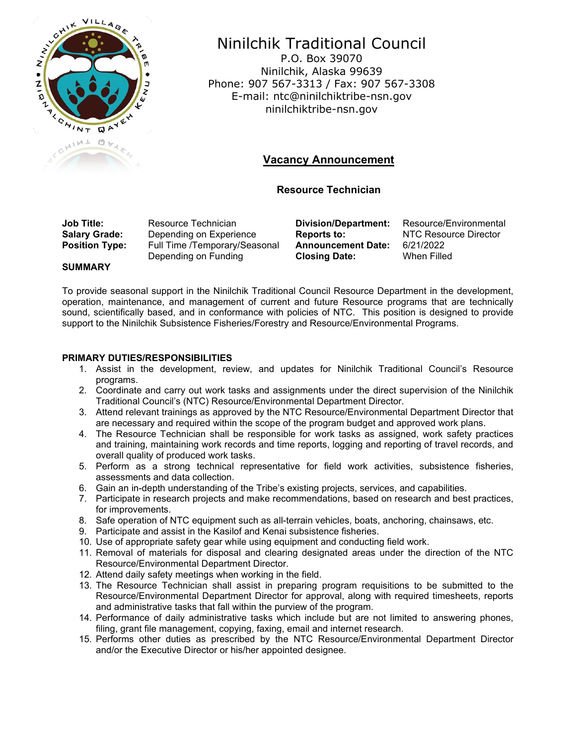# Ninilchik Traditional Council

P.O. Box 39070
Ninilchik, Alaska 99639
Phone: 907 567-3313 / Fax: 907 567-3308
E-mail: ntc@ninilchiktribe-nsn.gov
ninilchiktribe-nsn.gov

## Vacancy Announcement

### Resource Technician

| | | | |
|---|---|---|---|
| **Job Title:** | Resource Technician | **Division/Department:** | Resource/Environmental |
| **Salary Grade:** | Depending on Experience | **Reports to:** | NTC Resource Director |
| **Position Type:** | Full Time /Temporary/Seasonal Depending on Funding | **Announcement Date:** | 6/21/2022 |
| | | **Closing Date:** | When Filled |

**SUMMARY**

To provide seasonal support in the Ninilchik Traditional Council Resource Department in the development, operation, maintenance, and management of current and future Resource programs that are technically sound, scientifically based, and in conformance with policies of NTC. This position is designed to provide support to the Ninilchik Subsistence Fisheries/Forestry and Resource/Environmental Programs.

**PRIMARY DUTIES/RESPONSIBILITIES**

1. Assist in the development, review, and updates for Ninilchik Traditional Council's Resource programs.
2. Coordinate and carry out work tasks and assignments under the direct supervision of the Ninilchik Traditional Council's (NTC) Resource/Environmental Department Director.
3. Attend relevant trainings as approved by the NTC Resource/Environmental Department Director that are necessary and required within the scope of the program budget and approved work plans.
4. The Resource Technician shall be responsible for work tasks as assigned, work safety practices and training, maintaining work records and time reports, logging and reporting of travel records, and overall quality of produced work tasks.
5. Perform as a strong technical representative for field work activities, subsistence fisheries, assessments and data collection.
6. Gain an in-depth understanding of the Tribe's existing projects, services, and capabilities.
7. Participate in research projects and make recommendations, based on research and best practices, for improvements.
8. Safe operation of NTC equipment such as all-terrain vehicles, boats, anchoring, chainsaws, etc.
9. Participate and assist in the Kasilof and Kenai subsistence fisheries.
10. Use of appropriate safety gear while using equipment and conducting field work.
11. Removal of materials for disposal and clearing designated areas under the direction of the NTC Resource/Environmental Department Director.
12. Attend daily safety meetings when working in the field.
13. The Resource Technician shall assist in preparing program requisitions to be submitted to the Resource/Environmental Department Director for approval, along with required timesheets, reports and administrative tasks that fall within the purview of the program.
14. Performance of daily administrative tasks which include but are not limited to answering phones, filing, grant file management, copying, faxing, email and internet research.
15. Performs other duties as prescribed by the NTC Resource/Environmental Department Director and/or the Executive Director or his/her appointed designee.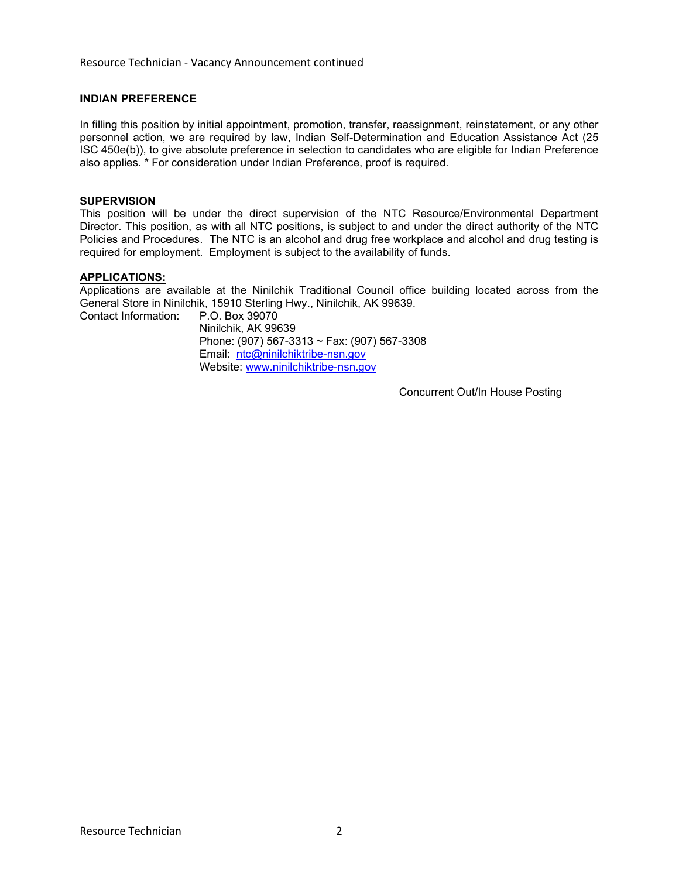## INDIAN PREFERENCE

In filling this position by initial appointment, promotion, transfer, reassignment, reinstatement, or any other personnel action, we are required by law, Indian Self-Determination and Education Assistance Act (25 ISC 450e(b)), to give absolute preference in selection to candidates who are eligible for Indian Preference also applies. * For consideration under Indian Preference, proof is required.

## SUPERVISION

This position will be under the direct supervision of the NTC Resource/Environmental Department Director. This position, as with all NTC positions, is subject to and under the direct authority of the NTC Policies and Procedures. The NTC is an alcohol and drug free workplace and alcohol and drug testing is required for employment. Employment is subject to the availability of funds.

## APPLICATIONS:

Applications are available at the Ninilchik Traditional Council office building located across from the General Store in Ninilchik, 15910 Sterling Hwy., Ninilchik, AK 99639.

Contact Information: P.O. Box 39070
Ninilchik, AK 99639
Phone: (907) 567-3313 ~ Fax: (907) 567-3308
Email: ntc@ninilchiktribe-nsn.gov
Website: www.ninilchiktribe-nsn.gov

Concurrent Out/In House Posting